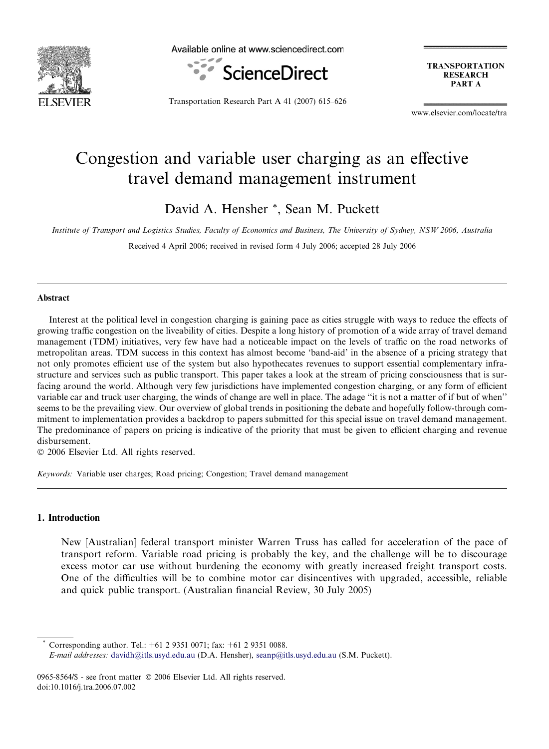# Congestion and variable user charging as an effective travel demand management instrument

David A. Hensher *, Sean M. Puckett

*Institute of Transport and Logistics Studies, Faculty of Economics and Business, The University of Sydney, NSW 2006, Australia*

Received 4 April 2006; received in revised form 4 July 2006; accepted 28 July 2006

---

## Abstract

Interest at the political level in congestion charging is gaining pace as cities struggle with ways to reduce the effects of growing traffic congestion on the liveability of cities. Despite a long history of promotion of a wide array of travel demand management (TDM) initiatives, very few have had a noticeable impact on the levels of traffic on the road networks of metropolitan areas. TDM success in this context has almost become 'band-aid' in the absence of a pricing strategy that not only promotes efficient use of the system but also hypothecates revenues to support essential complementary infrastructure and services such as public transport. This paper takes a look at the stream of pricing consciousness that is surfacing around the world. Although very few jurisdictions have implemented congestion charging, or any form of efficient variable car and truck user charging, the winds of change are well in place. The adage "it is not a matter of if but of when" seems to be the prevailing view. Our overview of global trends in positioning the debate and hopefully follow-through commitment to implementation provides a backdrop to papers submitted for this special issue on travel demand management. The predominance of papers on pricing is indicative of the priority that must be given to efficient charging and revenue disbursement.

© 2006 Elsevier Ltd. All rights reserved.

*Keywords:* Variable user charges; Road pricing; Congestion; Travel demand management

---

## 1. Introduction

> New [Australian] federal transport minister Warren Truss has called for acceleration of the pace of transport reform. Variable road pricing is probably the key, and the challenge will be to discourage excess motor car use without burdening the economy with greatly increased freight transport costs. One of the difficulties will be to combine motor car disincentives with upgraded, accessible, reliable and quick public transport. (Australian financial Review, 30 July 2005)

---

* Corresponding author. Tel.: +61 2 9351 0071; fax: +61 2 9351 0088.
*E-mail addresses:* davidh@itls.usyd.edu.au (D.A. Hensher), seanp@itls.usyd.edu.au (S.M. Puckett).

0965-8564/$ - see front matter © 2006 Elsevier Ltd. All rights reserved.
doi:10.1016/j.tra.2006.07.002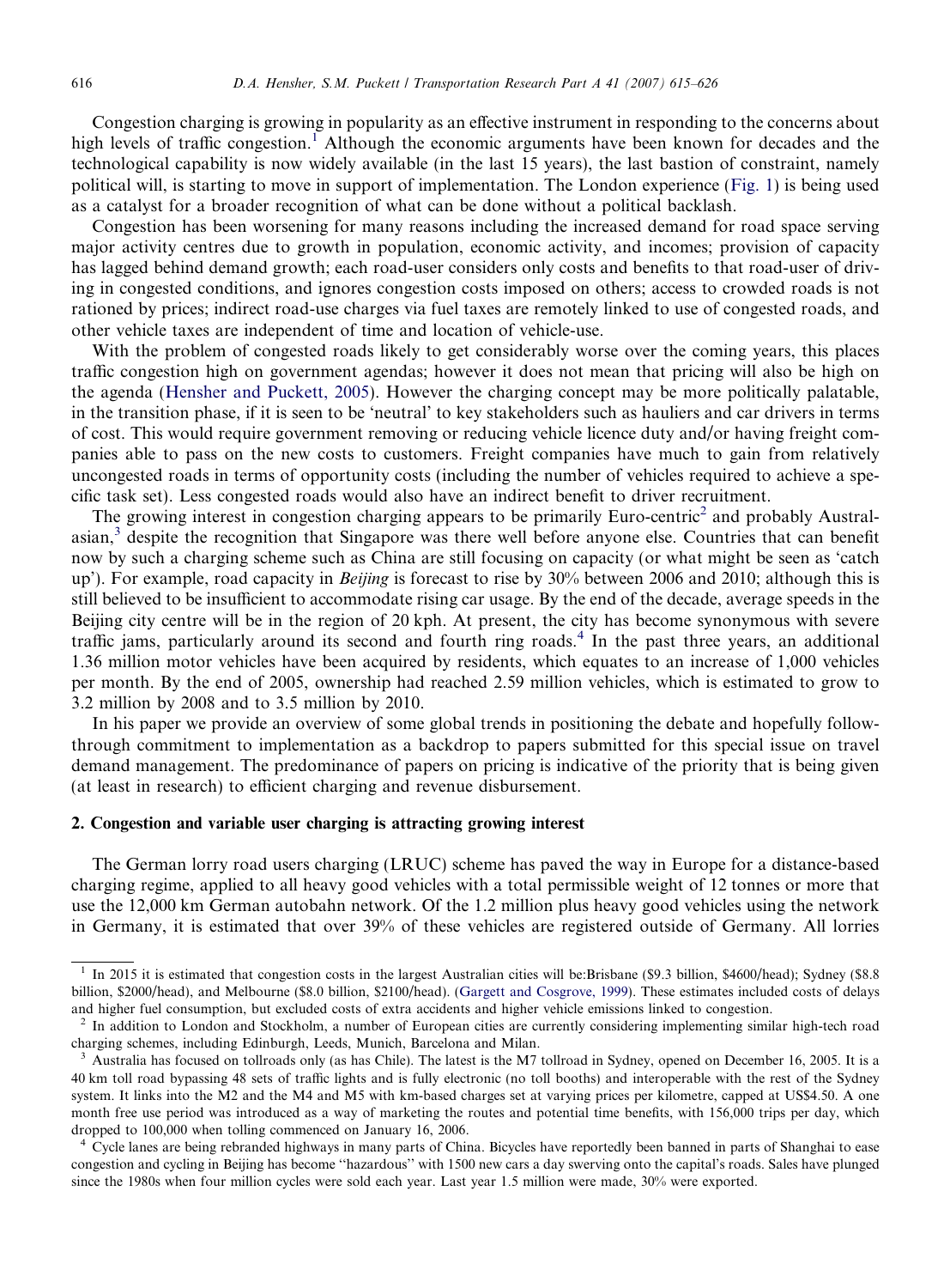Congestion charging is growing in popularity as an effective instrument in responding to the concerns about high levels of traffic congestion.[1] Although the economic arguments have been known for decades and the technological capability is now widely available (in the last 15 years), the last bastion of constraint, namely political will, is starting to move in support of implementation. The London experience (Fig. 1) is being used as a catalyst for a broader recognition of what can be done without a political backlash.

Congestion has been worsening for many reasons including the increased demand for road space serving major activity centres due to growth in population, economic activity, and incomes; provision of capacity has lagged behind demand growth; each road-user considers only costs and benefits to that road-user of driving in congested conditions, and ignores congestion costs imposed on others; access to crowded roads is not rationed by prices; indirect road-use charges via fuel taxes are remotely linked to use of congested roads, and other vehicle taxes are independent of time and location of vehicle-use.

With the problem of congested roads likely to get considerably worse over the coming years, this places traffic congestion high on government agendas; however it does not mean that pricing will also be high on the agenda (Hensher and Puckett, 2005). However the charging concept may be more politically palatable, in the transition phase, if it is seen to be 'neutral' to key stakeholders such as hauliers and car drivers in terms of cost. This would require government removing or reducing vehicle licence duty and/or having freight companies able to pass on the new costs to customers. Freight companies have much to gain from relatively uncongested roads in terms of opportunity costs (including the number of vehicles required to achieve a specific task set). Less congested roads would also have an indirect benefit to driver recruitment.

The growing interest in congestion charging appears to be primarily Euro-centric[2] and probably Australasian,[3] despite the recognition that Singapore was there well before anyone else. Countries that can benefit now by such a charging scheme such as China are still focusing on capacity (or what might be seen as 'catch up'). For example, road capacity in *Beijing* is forecast to rise by 30% between 2006 and 2010; although this is still believed to be insufficient to accommodate rising car usage. By the end of the decade, average speeds in the Beijing city centre will be in the region of 20 kph. At present, the city has become synonymous with severe traffic jams, particularly around its second and fourth ring roads.[4] In the past three years, an additional 1.36 million motor vehicles have been acquired by residents, which equates to an increase of 1,000 vehicles per month. By the end of 2005, ownership had reached 2.59 million vehicles, which is estimated to grow to 3.2 million by 2008 and to 3.5 million by 2010.

In his paper we provide an overview of some global trends in positioning the debate and hopefully follow-through commitment to implementation as a backdrop to papers submitted for this special issue on travel demand management. The predominance of papers on pricing is indicative of the priority that is being given (at least in research) to efficient charging and revenue disbursement.

## 2. Congestion and variable user charging is attracting growing interest

The German lorry road users charging (LRUC) scheme has paved the way in Europe for a distance-based charging regime, applied to all heavy good vehicles with a total permissible weight of 12 tonnes or more that use the 12,000 km German autobahn network. Of the 1.2 million plus heavy good vehicles using the network in Germany, it is estimated that over 39% of these vehicles are registered outside of Germany. All lorries

---

[1] In 2015 it is estimated that congestion costs in the largest Australian cities will be:Brisbane ($9.3 billion, $4600/head); Sydney ($8.8 billion, $2000/head), and Melbourne ($8.0 billion, $2100/head). (Gargett and Cosgrove, 1999). These estimates included costs of delays and higher fuel consumption, but excluded costs of extra accidents and higher vehicle emissions linked to congestion.

[2] In addition to London and Stockholm, a number of European cities are currently considering implementing similar high-tech road charging schemes, including Edinburgh, Leeds, Munich, Barcelona and Milan.

[3] Australia has focused on tollroads only (as has Chile). The latest is the M7 tollroad in Sydney, opened on December 16, 2005. It is a 40 km toll road bypassing 48 sets of traffic lights and is fully electronic (no toll booths) and interoperable with the rest of the Sydney system. It links into the M2 and the M4 and M5 with km-based charges set at varying prices per kilometre, capped at US$4.50. A one month free use period was introduced as a way of marketing the routes and potential time benefits, with 156,000 trips per day, which dropped to 100,000 when tolling commenced on January 16, 2006.

[4] Cycle lanes are being rebranded highways in many parts of China. Bicycles have reportedly been banned in parts of Shanghai to ease congestion and cycling in Beijing has become "hazardous" with 1500 new cars a day swerving onto the capital's roads. Sales have plunged since the 1980s when four million cycles were sold each year. Last year 1.5 million were made, 30% were exported.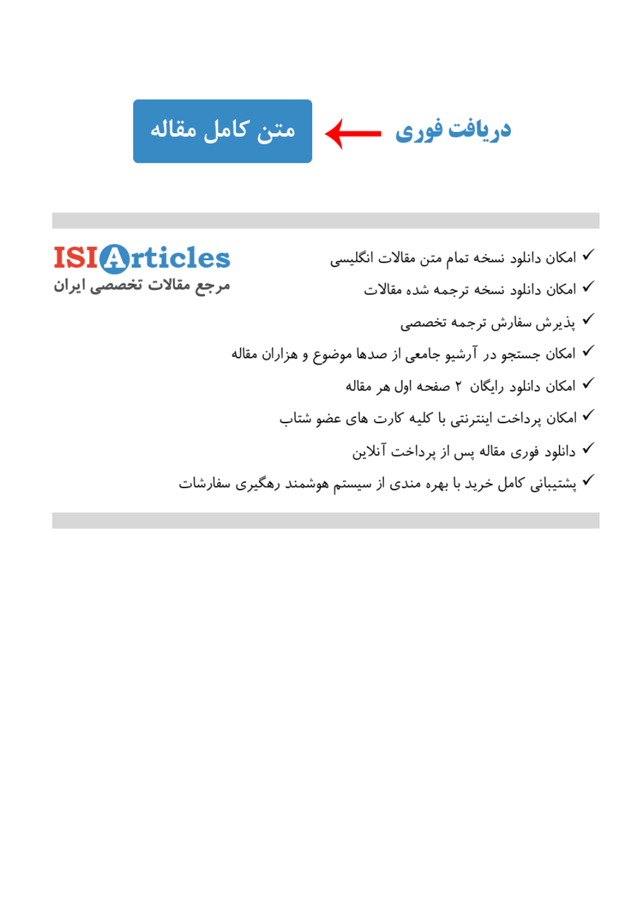دریافت فوری ← **متن کامل مقاله**

**ISIArticles**
مرجع مقالات تخصصی ایران

- ✓ امکان دانلود نسخه تمام متن مقالات انگلیسی
- ✓ امکان دانلود نسخه ترجمه شده مقالات
- ✓ پذیرش سفارش ترجمه تخصصی
- ✓ امکان جستجو در آرشیو جامعی از صدها موضوع و هزاران مقاله
- ✓ امکان دانلود رایگان ۲ صفحه اول هر مقاله
- ✓ امکان پرداخت اینترنتی با کلیه کارت های عضو شتاب
- ✓ دانلود فوری مقاله پس از پرداخت آنلاین
- ✓ پشتیبانی کامل خرید با بهره مندی از سیستم هوشمند رهگیری سفارشات